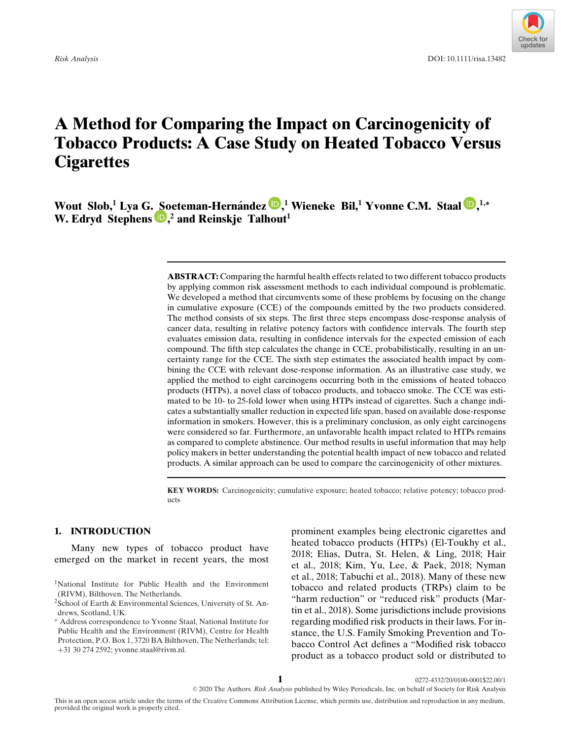# A Method for Comparing the Impact on Carcinogenicity of Tobacco Products: A Case Study on Heated Tobacco Versus Cigarettes

**Wout Slob,[1] Lya G. Soeteman-Hernández,[1] Wieneke Bil,[1] Yvonne C.M. Staal,[1,*] W. Edryd Stephens,[2] and Reinskje Talhout[1]**

**ABSTRACT:** Comparing the harmful health effects related to two different tobacco products by applying common risk assessment methods to each individual compound is problematic. We developed a method that circumvents some of these problems by focusing on the change in cumulative exposure (CCE) of the compounds emitted by the two products considered. The method consists of six steps. The first three steps encompass dose-response analysis of cancer data, resulting in relative potency factors with confidence intervals. The fourth step evaluates emission data, resulting in confidence intervals for the expected emission of each compound. The fifth step calculates the change in CCE, probabilistically, resulting in an uncertainty range for the CCE. The sixth step estimates the associated health impact by combining the CCE with relevant dose-response information. As an illustrative case study, we applied the method to eight carcinogens occurring both in the emissions of heated tobacco products (HTPs), a novel class of tobacco products, and tobacco smoke. The CCE was estimated to be 10- to 25-fold lower when using HTPs instead of cigarettes. Such a change indicates a substantially smaller reduction in expected life span, based on available dose-response information in smokers. However, this is a preliminary conclusion, as only eight carcinogens were considered so far. Furthermore, an unfavorable health impact related to HTPs remains as compared to complete abstinence. Our method results in useful information that may help policy makers in better understanding the potential health impact of new tobacco and related products. A similar approach can be used to compare the carcinogenicity of other mixtures.

**KEY WORDS:** Carcinogenicity; cumulative exposure; heated tobacco; relative potency; tobacco products

## 1. INTRODUCTION

Many new types of tobacco product have emerged on the market in recent years, the most prominent examples being electronic cigarettes and heated tobacco products (HTPs) (El-Toukhy et al., 2018; Elias, Dutra, St. Helen, & Ling, 2018; Hair et al., 2018; Kim, Yu, Lee, & Paek, 2018; Nyman et al., 2018; Tabuchi et al., 2018). Many of these new tobacco and related products (TRPs) claim to be "harm reduction" or "reduced risk" products (Martin et al., 2018). Some jurisdictions include provisions regarding modified risk products in their laws. For instance, the U.S. Family Smoking Prevention and Tobacco Control Act defines a "Modified risk tobacco product as a tobacco product sold or distributed to

[1]National Institute for Public Health and the Environment (RIVM), Bilthoven, The Netherlands.

[2]School of Earth & Environmental Sciences, University of St. Andrews, Scotland, UK.

[*]Address correspondence to Yvonne Staal, National Institute for Public Health and the Environment (RIVM), Centre for Health Protection, P.O. Box 1, 3720 BA Bilthoven, The Netherlands; tel: +31 30 274 2592; yvonne.staal@rivm.nl.

© 2020 The Authors. *Risk Analysis* published by Wiley Periodicals, Inc. on behalf of Society for Risk Analysis

This is an open access article under the terms of the Creative Commons Attribution License, which permits use, distribution and reproduction in any medium, provided the original work is properly cited.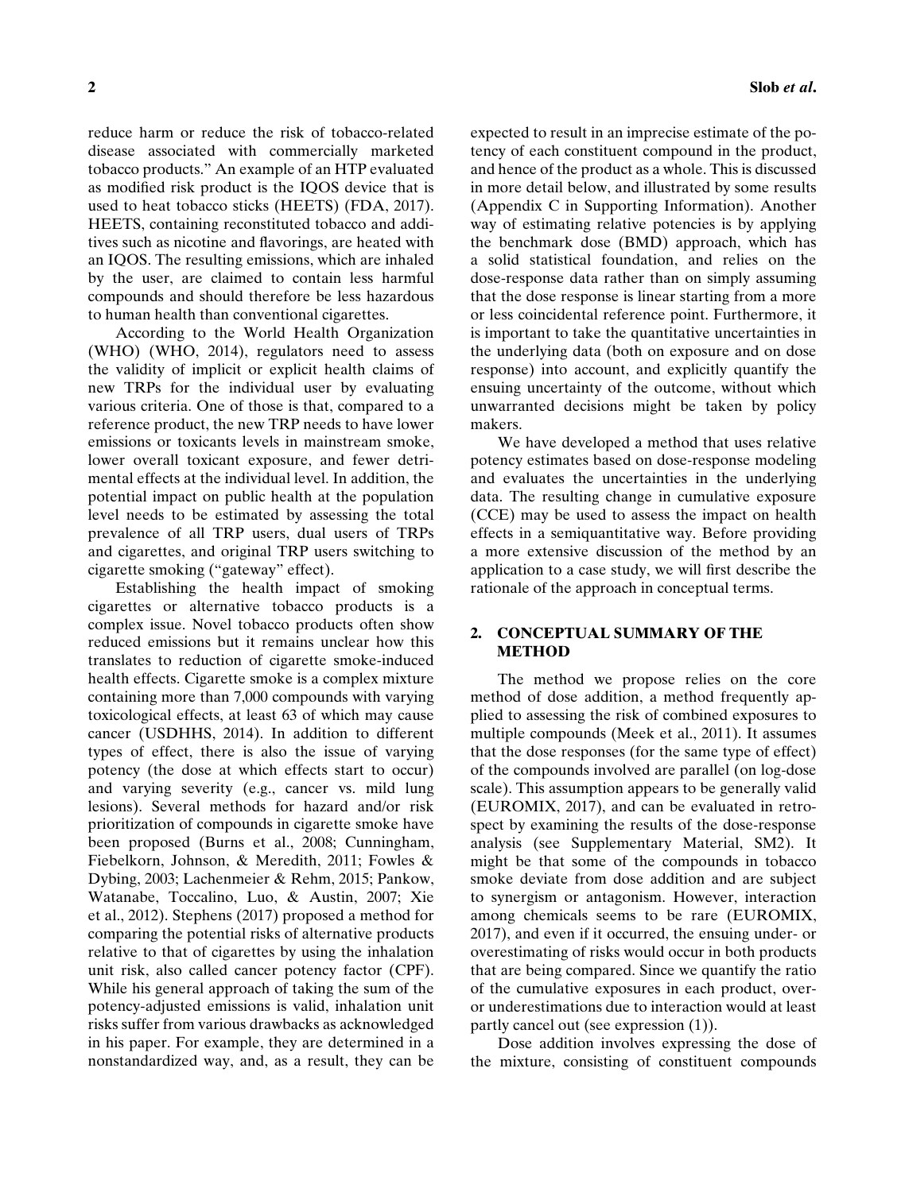reduce harm or reduce the risk of tobacco-related disease associated with commercially marketed tobacco products." An example of an HTP evaluated as modified risk product is the IQOS device that is used to heat tobacco sticks (HEETS) (FDA, 2017). HEETS, containing reconstituted tobacco and additives such as nicotine and flavorings, are heated with an IQOS. The resulting emissions, which are inhaled by the user, are claimed to contain less harmful compounds and should therefore be less hazardous to human health than conventional cigarettes.

According to the World Health Organization (WHO) (WHO, 2014), regulators need to assess the validity of implicit or explicit health claims of new TRPs for the individual user by evaluating various criteria. One of those is that, compared to a reference product, the new TRP needs to have lower emissions or toxicants levels in mainstream smoke, lower overall toxicant exposure, and fewer detrimental effects at the individual level. In addition, the potential impact on public health at the population level needs to be estimated by assessing the total prevalence of all TRP users, dual users of TRPs and cigarettes, and original TRP users switching to cigarette smoking ("gateway" effect).

Establishing the health impact of smoking cigarettes or alternative tobacco products is a complex issue. Novel tobacco products often show reduced emissions but it remains unclear how this translates to reduction of cigarette smoke-induced health effects. Cigarette smoke is a complex mixture containing more than 7,000 compounds with varying toxicological effects, at least 63 of which may cause cancer (USDHHS, 2014). In addition to different types of effect, there is also the issue of varying potency (the dose at which effects start to occur) and varying severity (e.g., cancer vs. mild lung lesions). Several methods for hazard and/or risk prioritization of compounds in cigarette smoke have been proposed (Burns et al., 2008; Cunningham, Fiebelkorn, Johnson, & Meredith, 2011; Fowles & Dybing, 2003; Lachenmeier & Rehm, 2015; Pankow, Watanabe, Toccalino, Luo, & Austin, 2007; Xie et al., 2012). Stephens (2017) proposed a method for comparing the potential risks of alternative products relative to that of cigarettes by using the inhalation unit risk, also called cancer potency factor (CPF). While his general approach of taking the sum of the potency-adjusted emissions is valid, inhalation unit risks suffer from various drawbacks as acknowledged in his paper. For example, they are determined in a nonstandardized way, and, as a result, they can be expected to result in an imprecise estimate of the potency of each constituent compound in the product, and hence of the product as a whole. This is discussed in more detail below, and illustrated by some results (Appendix C in Supporting Information). Another way of estimating relative potencies is by applying the benchmark dose (BMD) approach, which has a solid statistical foundation, and relies on the dose-response data rather than on simply assuming that the dose response is linear starting from a more or less coincidental reference point. Furthermore, it is important to take the quantitative uncertainties in the underlying data (both on exposure and on dose response) into account, and explicitly quantify the ensuing uncertainty of the outcome, without which unwarranted decisions might be taken by policy makers.

We have developed a method that uses relative potency estimates based on dose-response modeling and evaluates the uncertainties in the underlying data. The resulting change in cumulative exposure (CCE) may be used to assess the impact on health effects in a semiquantitative way. Before providing a more extensive discussion of the method by an application to a case study, we will first describe the rationale of the approach in conceptual terms.

## 2. CONCEPTUAL SUMMARY OF THE METHOD

The method we propose relies on the core method of dose addition, a method frequently applied to assessing the risk of combined exposures to multiple compounds (Meek et al., 2011). It assumes that the dose responses (for the same type of effect) of the compounds involved are parallel (on log-dose scale). This assumption appears to be generally valid (EUROMIX, 2017), and can be evaluated in retrospect by examining the results of the dose-response analysis (see Supplementary Material, SM2). It might be that some of the compounds in tobacco smoke deviate from dose addition and are subject to synergism or antagonism. However, interaction among chemicals seems to be rare (EUROMIX, 2017), and even if it occurred, the ensuing under- or overestimating of risks would occur in both products that are being compared. Since we quantify the ratio of the cumulative exposures in each product, over- or underestimations due to interaction would at least partly cancel out (see expression (1)).

Dose addition involves expressing the dose of the mixture, consisting of constituent compounds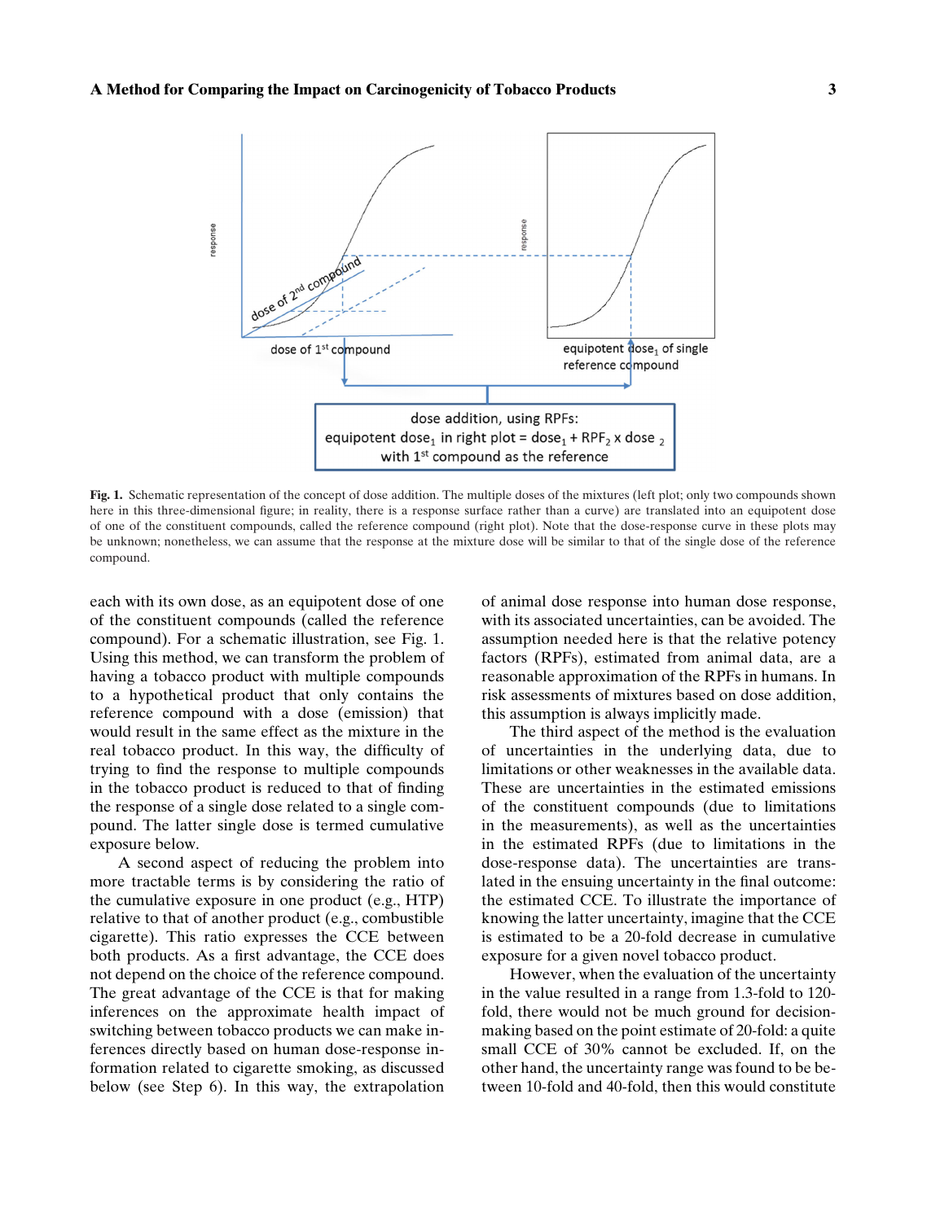response

dose of 2nd compound

dose of 1st compound

response

equipotent dose$_1$ of single reference compound

dose addition, using RPFs:
equipotent dose$_1$ in right plot = dose$_1$ + RPF$_2$ x dose $_2$
with 1st compound as the reference

**Fig. 1.** Schematic representation of the concept of dose addition. The multiple doses of the mixtures (left plot; only two compounds shown here in this three-dimensional figure; in reality, there is a response surface rather than a curve) are translated into an equipotent dose of one of the constituent compounds, called the reference compound (right plot). Note that the dose-response curve in these plots may be unknown; nonetheless, we can assume that the response at the mixture dose will be similar to that of the single dose of the reference compound.

each with its own dose, as an equipotent dose of one of the constituent compounds (called the reference compound). For a schematic illustration, see Fig. 1. Using this method, we can transform the problem of having a tobacco product with multiple compounds to a hypothetical product that only contains the reference compound with a dose (emission) that would result in the same effect as the mixture in the real tobacco product. In this way, the difficulty of trying to find the response to multiple compounds in the tobacco product is reduced to that of finding the response of a single dose related to a single compound. The latter single dose is termed cumulative exposure below.

A second aspect of reducing the problem into more tractable terms is by considering the ratio of the cumulative exposure in one product (e.g., HTP) relative to that of another product (e.g., combustible cigarette). This ratio expresses the CCE between both products. As a first advantage, the CCE does not depend on the choice of the reference compound. The great advantage of the CCE is that for making inferences on the approximate health impact of switching between tobacco products we can make inferences directly based on human dose-response information related to cigarette smoking, as discussed below (see Step 6). In this way, the extrapolation of animal dose response into human dose response, with its associated uncertainties, can be avoided. The assumption needed here is that the relative potency factors (RPFs), estimated from animal data, are a reasonable approximation of the RPFs in humans. In risk assessments of mixtures based on dose addition, this assumption is always implicitly made.

The third aspect of the method is the evaluation of uncertainties in the underlying data, due to limitations or other weaknesses in the available data. These are uncertainties in the estimated emissions of the constituent compounds (due to limitations in the measurements), as well as the uncertainties in the estimated RPFs (due to limitations in the dose-response data). The uncertainties are translated in the ensuing uncertainty in the final outcome: the estimated CCE. To illustrate the importance of knowing the latter uncertainty, imagine that the CCE is estimated to be a 20-fold decrease in cumulative exposure for a given novel tobacco product.

However, when the evaluation of the uncertainty in the value resulted in a range from 1.3-fold to 120-fold, there would not be much ground for decision-making based on the point estimate of 20-fold: a quite small CCE of 30% cannot be excluded. If, on the other hand, the uncertainty range was found to be between 10-fold and 40-fold, then this would constitute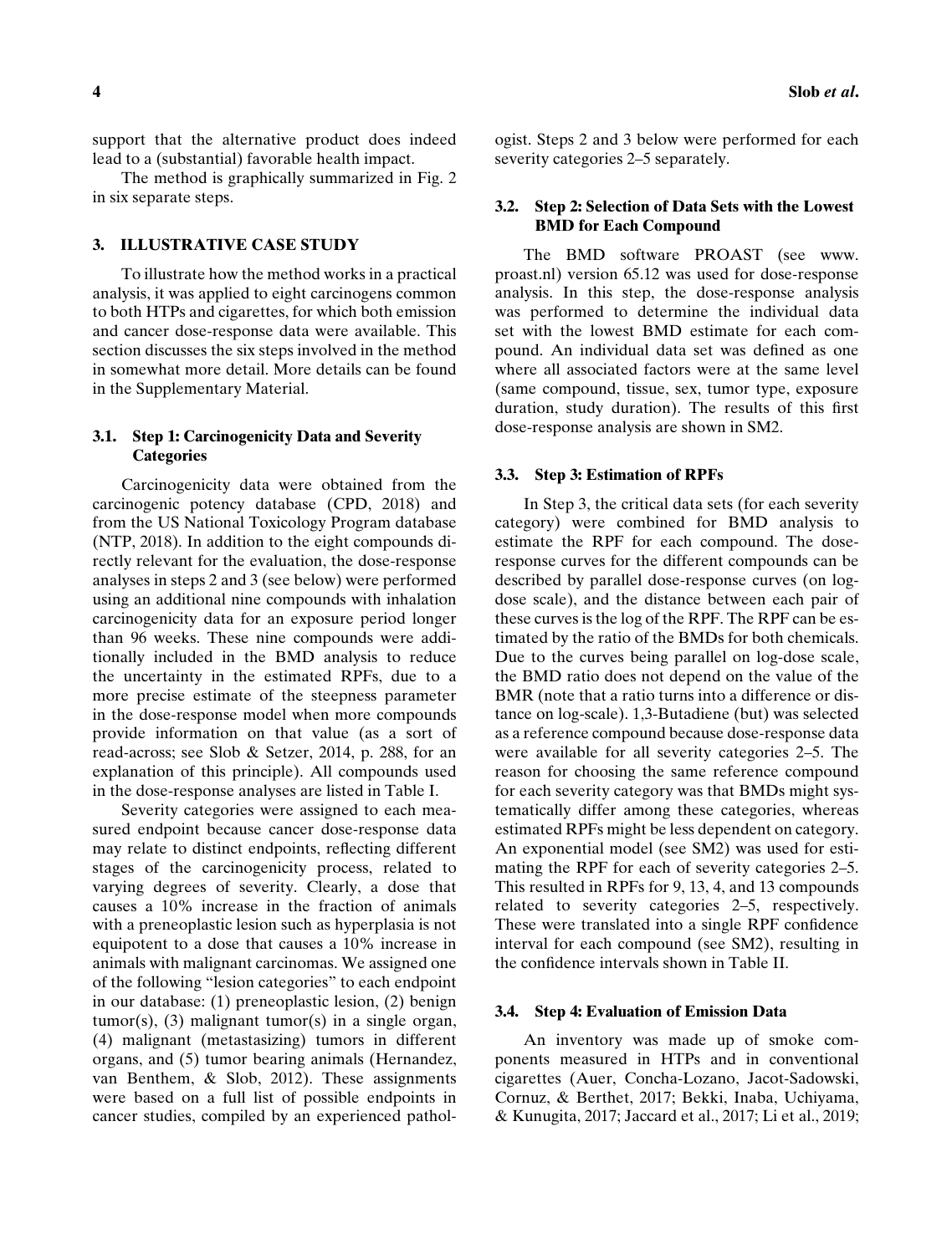support that the alternative product does indeed lead to a (substantial) favorable health impact.

The method is graphically summarized in Fig. 2 in six separate steps.

## 3. ILLUSTRATIVE CASE STUDY

To illustrate how the method works in a practical analysis, it was applied to eight carcinogens common to both HTPs and cigarettes, for which both emission and cancer dose-response data were available. This section discusses the six steps involved in the method in somewhat more detail. More details can be found in the Supplementary Material.

### 3.1. Step 1: Carcinogenicity Data and Severity Categories

Carcinogenicity data were obtained from the carcinogenic potency database (CPD, 2018) and from the US National Toxicology Program database (NTP, 2018). In addition to the eight compounds directly relevant for the evaluation, the dose-response analyses in steps 2 and 3 (see below) were performed using an additional nine compounds with inhalation carcinogenicity data for an exposure period longer than 96 weeks. These nine compounds were additionally included in the BMD analysis to reduce the uncertainty in the estimated RPFs, due to a more precise estimate of the steepness parameter in the dose-response model when more compounds provide information on that value (as a sort of read-across; see Slob & Setzer, 2014, p. 288, for an explanation of this principle). All compounds used in the dose-response analyses are listed in Table I.

Severity categories were assigned to each measured endpoint because cancer dose-response data may relate to distinct endpoints, reflecting different stages of the carcinogenicity process, related to varying degrees of severity. Clearly, a dose that causes a 10% increase in the fraction of animals with a preneoplastic lesion such as hyperplasia is not equipotent to a dose that causes a 10% increase in animals with malignant carcinomas. We assigned one of the following "lesion categories" to each endpoint in our database: (1) preneoplastic lesion, (2) benign tumor(s), (3) malignant tumor(s) in a single organ, (4) malignant (metastasizing) tumors in different organs, and (5) tumor bearing animals (Hernandez, van Benthem, & Slob, 2012). These assignments were based on a full list of possible endpoints in cancer studies, compiled by an experienced pathologist. Steps 2 and 3 below were performed for each severity categories 2–5 separately.

### 3.2. Step 2: Selection of Data Sets with the Lowest BMD for Each Compound

The BMD software PROAST (see www.proast.nl) version 65.12 was used for dose-response analysis. In this step, the dose-response analysis was performed to determine the individual data set with the lowest BMD estimate for each compound. An individual data set was defined as one where all associated factors were at the same level (same compound, tissue, sex, tumor type, exposure duration, study duration). The results of this first dose-response analysis are shown in SM2.

### 3.3. Step 3: Estimation of RPFs

In Step 3, the critical data sets (for each severity category) were combined for BMD analysis to estimate the RPF for each compound. The dose-response curves for the different compounds can be described by parallel dose-response curves (on log-dose scale), and the distance between each pair of these curves is the log of the RPF. The RPF can be estimated by the ratio of the BMDs for both chemicals. Due to the curves being parallel on log-dose scale, the BMD ratio does not depend on the value of the BMR (note that a ratio turns into a difference or distance on log-scale). 1,3-Butadiene (but) was selected as a reference compound because dose-response data were available for all severity categories 2–5. The reason for choosing the same reference compound for each severity category was that BMDs might systematically differ among these categories, whereas estimated RPFs might be less dependent on category. An exponential model (see SM2) was used for estimating the RPF for each of severity categories 2–5. This resulted in RPFs for 9, 13, 4, and 13 compounds related to severity categories 2–5, respectively. These were translated into a single RPF confidence interval for each compound (see SM2), resulting in the confidence intervals shown in Table II.

### 3.4. Step 4: Evaluation of Emission Data

An inventory was made up of smoke components measured in HTPs and in conventional cigarettes (Auer, Concha-Lozano, Jacot-Sadowski, Cornuz, & Berthet, 2017; Bekki, Inaba, Uchiyama, & Kunugita, 2017; Jaccard et al., 2017; Li et al., 2019;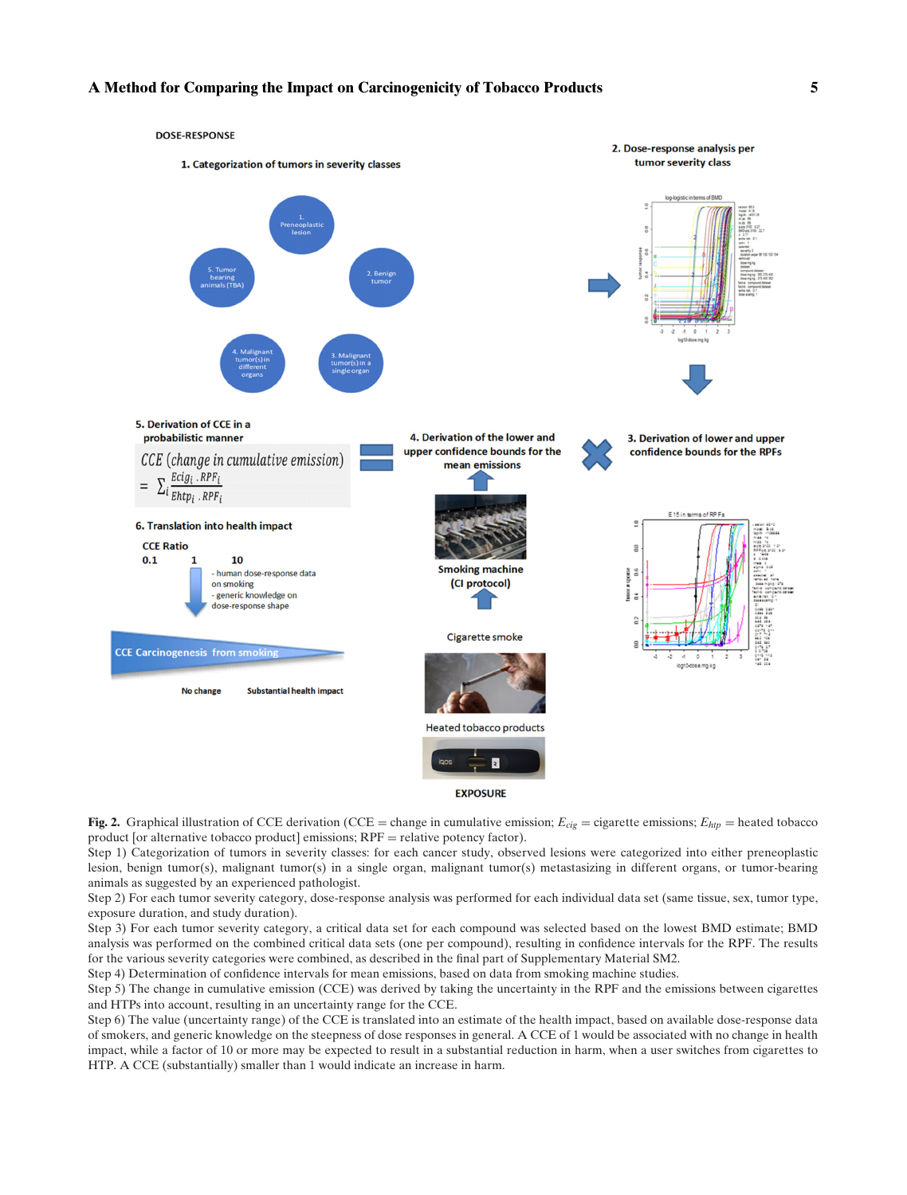DOSE-RESPONSE

1. Categorization of tumors in severity classes

1. Preneoplastic lesion

2. Benign tumor

3. Malignant tumor(s) in a single organ

4. Malignant tumor(s) in different organs

5. Tumor bearing animals (TBA)

2. Dose-response analysis per tumor severity class

3. Derivation of lower and upper confidence bounds for the RPFs

4. Derivation of the lower and upper confidence bounds for the mean emissions

5. Derivation of CCE in a probabilistic manner

$$CCE\ (change\ in\ cumulative\ emission) = \sum_i \frac{Ecig_i \cdot RPF_i}{Ehtp_i \cdot RPF_i}$$

6. Translation into health impact

CCE Ratio

0.1 1 10

- human dose-response data on smoking
- generic knowledge on dose-response shape

CCE Carcinogenesis from smoking

No change

Substantial health impact

Smoking machine (CI protocol)

Cigarette smoke

Heated tobacco products

EXPOSURE

**Fig. 2.** Graphical illustration of CCE derivation (CCE = change in cumulative emission; $E_{cig}$ = cigarette emissions; $E_{htp}$ = heated tobacco product [or alternative tobacco product] emissions; RPF = relative potency factor).
Step 1) Categorization of tumors in severity classes: for each cancer study, observed lesions were categorized into either preneoplastic lesion, benign tumor(s), malignant tumor(s) in a single organ, malignant tumor(s) metastasizing in different organs, or tumor-bearing animals as suggested by an experienced pathologist.
Step 2) For each tumor severity category, dose-response analysis was performed for each individual data set (same tissue, sex, tumor type, exposure duration, and study duration).
Step 3) For each tumor severity category, a critical data set for each compound was selected based on the lowest BMD estimate; BMD analysis was performed on the combined critical data sets (one per compound), resulting in confidence intervals for the RPF. The results for the various severity categories were combined, as described in the final part of Supplementary Material SM2.
Step 4) Determination of confidence intervals for mean emissions, based on data from smoking machine studies.
Step 5) The change in cumulative emission (CCE) was derived by taking the uncertainty in the RPF and the emissions between cigarettes and HTPs into account, resulting in an uncertainty range for the CCE.
Step 6) The value (uncertainty range) of the CCE is translated into an estimate of the health impact, based on available dose-response data of smokers, and generic knowledge on the steepness of dose responses in general. A CCE of 1 would be associated with no change in health impact, while a factor of 10 or more may be expected to result in a substantial reduction in harm, when a user switches from cigarettes to HTP. A CCE (substantially) smaller than 1 would indicate an increase in harm.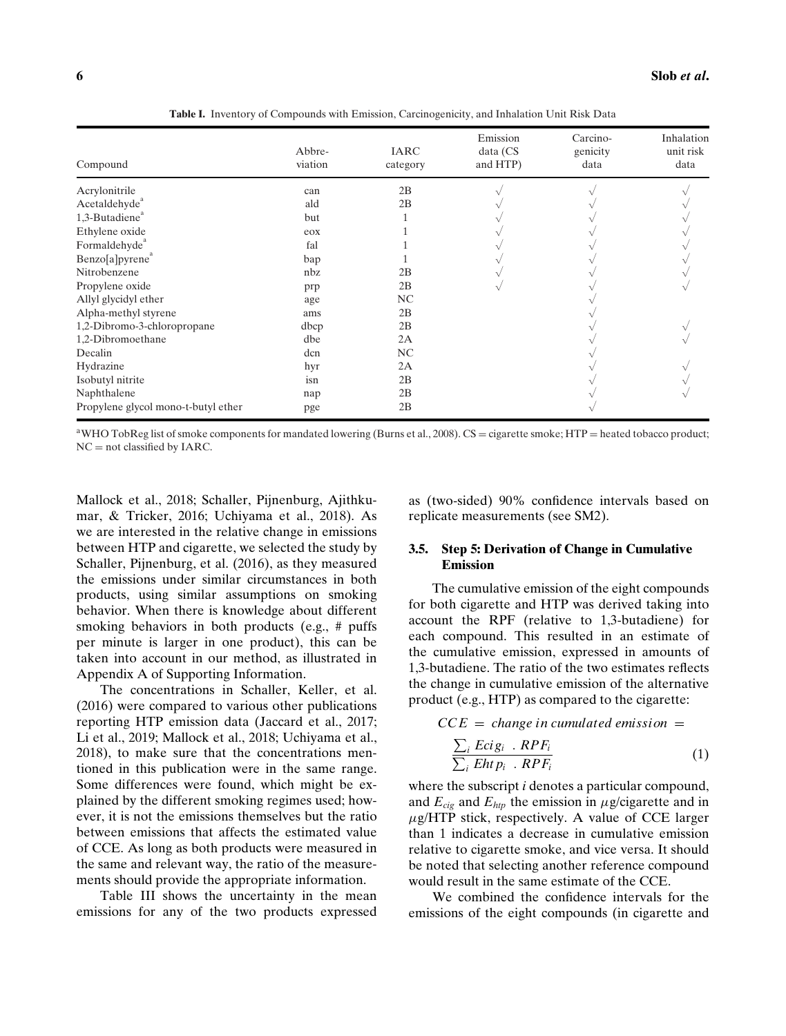**Table I.** Inventory of Compounds with Emission, Carcinogenicity, and Inhalation Unit Risk Data

| Compound | Abbre-viation | IARC category | Emission data (CS and HTP) | Carcino-genicity data | Inhalation unit risk data |
|---|---|---|---|---|---|
| Acrylonitrile | can | 2B | √ | √ | √ |
| Acetaldehyde[a] | ald | 2B | √ | √ | √ |
| 1,3-Butadiene[a] | but | 1 | √ | √ | √ |
| Ethylene oxide | eox | 1 | √ | √ | √ |
| Formaldehyde[a] | fal | 1 | √ | √ | √ |
| Benzo[a]pyrene[a] | bap | 1 | √ | √ | √ |
| Nitrobenzene | nbz | 2B | √ | √ | √ |
| Propylene oxide | prp | 2B | √ | √ | √ |
| Allyl glycidyl ether | age | NC | | √ | |
| Alpha-methyl styrene | ams | 2B | | √ | |
| 1,2-Dibromo-3-chloropropane | dbcp | 2B | | √ | √ |
| 1,2-Dibromoethane | dbe | 2A | | √ | √ |
| Decalin | dcn | NC | | √ | |
| Hydrazine | hyr | 2A | | √ | √ |
| Isobutyl nitrite | isn | 2B | | √ | √ |
| Naphthalene | nap | 2B | | √ | √ |
| Propylene glycol mono-t-butyl ether | pge | 2B | | √ | |

[a]WHO TobReg list of smoke components for mandated lowering (Burns et al., 2008). CS = cigarette smoke; HTP = heated tobacco product; NC = not classified by IARC.

Mallock et al., 2018; Schaller, Pijnenburg, Ajithkumar, & Tricker, 2016; Uchiyama et al., 2018). As we are interested in the relative change in emissions between HTP and cigarette, we selected the study by Schaller, Pijnenburg, et al. (2016), as they measured the emissions under similar circumstances in both products, using similar assumptions on smoking behavior. When there is knowledge about different smoking behaviors in both products (e.g., # puffs per minute is larger in one product), this can be taken into account in our method, as illustrated in Appendix A of Supporting Information.

The concentrations in Schaller, Keller, et al. (2016) were compared to various other publications reporting HTP emission data (Jaccard et al., 2017; Li et al., 2019; Mallock et al., 2018; Uchiyama et al., 2018), to make sure that the concentrations mentioned in this publication were in the same range. Some differences were found, which might be explained by the different smoking regimes used; however, it is not the emissions themselves but the ratio between emissions that affects the estimated value of CCE. As long as both products were measured in the same and relevant way, the ratio of the measurements should provide the appropriate information.

Table III shows the uncertainty in the mean emissions for any of the two products expressed as (two-sided) 90% confidence intervals based on replicate measurements (see SM2).

### 3.5. Step 5: Derivation of Change in Cumulative Emission

The cumulative emission of the eight compounds for both cigarette and HTP was derived taking into account the RPF (relative to 1,3-butadiene) for each compound. This resulted in an estimate of the cumulative emission, expressed in amounts of 1,3-butadiene. The ratio of the two estimates reflects the change in cumulative emission of the alternative product (e.g., HTP) as compared to the cigarette:

$$CCE = change\ in\ cumulated\ emission = \frac{\sum_i Ecig_i\ .\ RPF_i}{\sum_i Ehtp_i\ .\ RPF_i} \tag{1}$$

where the subscript $i$ denotes a particular compound, and $E_{cig}$ and $E_{htp}$ the emission in $\mu$g/cigarette and in $\mu$g/HTP stick, respectively. A value of CCE larger than 1 indicates a decrease in cumulative emission relative to cigarette smoke, and vice versa. It should be noted that selecting another reference compound would result in the same estimate of the CCE.

We combined the confidence intervals for the emissions of the eight compounds (in cigarette and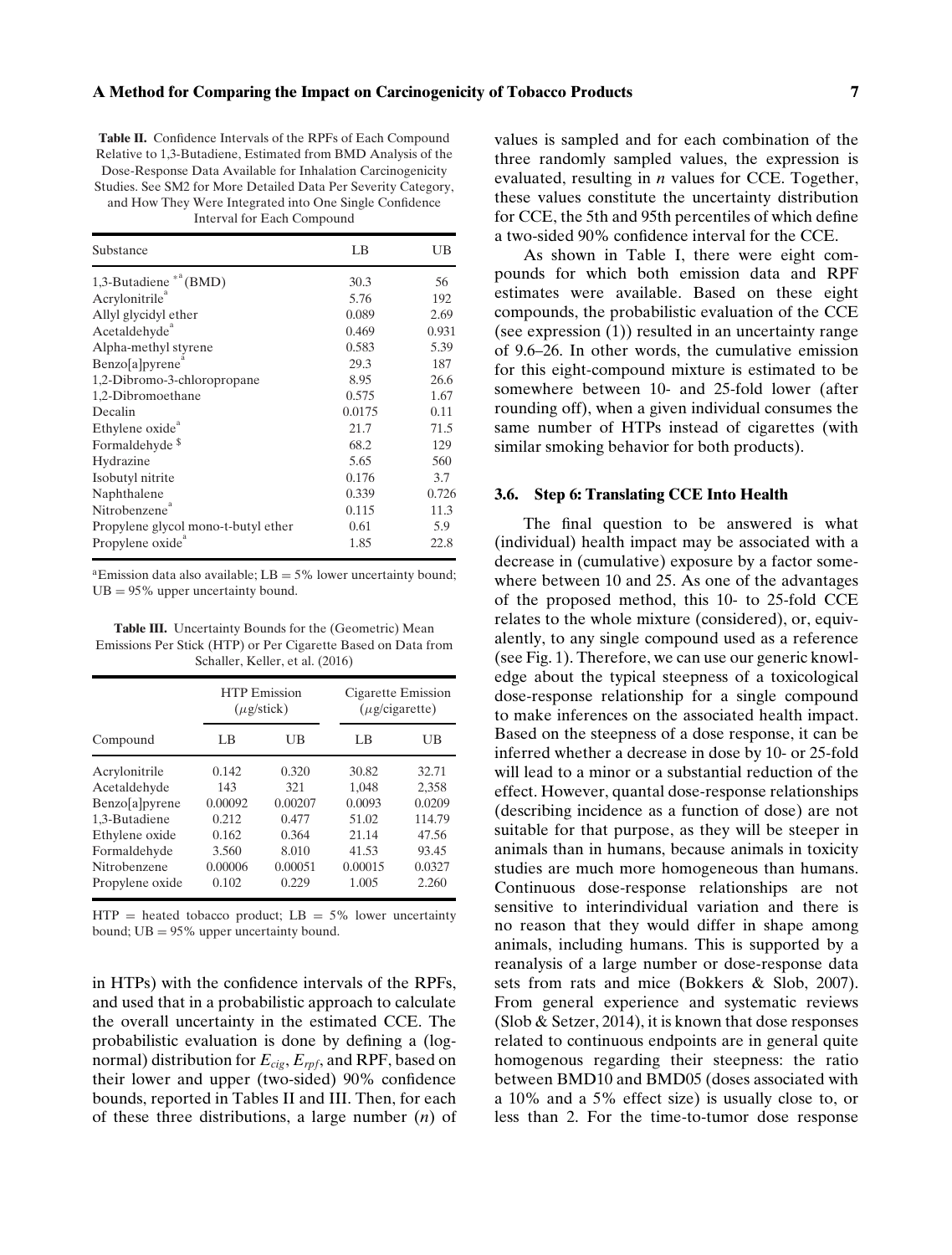**Table II.** Confidence Intervals of the RPFs of Each Compound Relative to 1,3-Butadiene, Estimated from BMD Analysis of the Dose-Response Data Available for Inhalation Carcinogenicity Studies. See SM2 for More Detailed Data Per Severity Category, and How They Were Integrated into One Single Confidence Interval for Each Compound

| Substance | LB | UB |
|---|---|---|
| 1,3-Butadiene *[a] (BMD) | 30.3 | 56 |
| Acrylonitrile[a] | 5.76 | 192 |
| Allyl glycidyl ether | 0.089 | 2.69 |
| Acetaldehyde[a] | 0.469 | 0.931 |
| Alpha-methyl styrene | 0.583 | 5.39 |
| Benzo[a]pyrene[a] | 29.3 | 187 |
| 1,2-Dibromo-3-chloropropane | 8.95 | 26.6 |
| 1,2-Dibromoethane | 0.575 | 1.67 |
| Decalin | 0.0175 | 0.11 |
| Ethylene oxide[a] | 21.7 | 71.5 |
| Formaldehyde $ | 68.2 | 129 |
| Hydrazine | 5.65 | 560 |
| Isobutyl nitrite | 0.176 | 3.7 |
| Naphthalene | 0.339 | 0.726 |
| Nitrobenzene[a] | 0.115 | 11.3 |
| Propylene glycol mono-t-butyl ether | 0.61 | 5.9 |
| Propylene oxide[a] | 1.85 | 22.8 |

[a]Emission data also available; LB = 5% lower uncertainty bound; UB = 95% upper uncertainty bound.

**Table III.** Uncertainty Bounds for the (Geometric) Mean Emissions Per Stick (HTP) or Per Cigarette Based on Data from Schaller, Keller, et al. (2016)

| | HTP Emission ($\mu$g/stick) | | Cigarette Emission ($\mu$g/cigarette) | |
|---|---|---|---|---|
| Compound | LB | UB | LB | UB |
| Acrylonitrile | 0.142 | 0.320 | 30.82 | 32.71 |
| Acetaldehyde | 143 | 321 | 1,048 | 2,358 |
| Benzo[a]pyrene | 0.00092 | 0.00207 | 0.0093 | 0.0209 |
| 1,3-Butadiene | 0.212 | 0.477 | 51.02 | 114.79 |
| Ethylene oxide | 0.162 | 0.364 | 21.14 | 47.56 |
| Formaldehyde | 3.560 | 8.010 | 41.53 | 93.45 |
| Nitrobenzene | 0.00006 | 0.00051 | 0.00015 | 0.0327 |
| Propylene oxide | 0.102 | 0.229 | 1.005 | 2.260 |

HTP = heated tobacco product; LB = 5% lower uncertainty bound; UB = 95% upper uncertainty bound.

in HTPs) with the confidence intervals of the RPFs, and used that in a probabilistic approach to calculate the overall uncertainty in the estimated CCE. The probabilistic evaluation is done by defining a (log-normal) distribution for $E_{cig}$, $E_{rpf}$, and RPF, based on their lower and upper (two-sided) 90% confidence bounds, reported in Tables II and III. Then, for each of these three distributions, a large number ($n$) of values is sampled and for each combination of the three randomly sampled values, the expression is evaluated, resulting in $n$ values for CCE. Together, these values constitute the uncertainty distribution for CCE, the 5th and 95th percentiles of which define a two-sided 90% confidence interval for the CCE.

As shown in Table I, there were eight compounds for which both emission data and RPF estimates were available. Based on these eight compounds, the probabilistic evaluation of the CCE (see expression (1)) resulted in an uncertainty range of 9.6–26. In other words, the cumulative emission for this eight-compound mixture is estimated to be somewhere between 10- and 25-fold lower (after rounding off), when a given individual consumes the same number of HTPs instead of cigarettes (with similar smoking behavior for both products).

### 3.6. Step 6: Translating CCE Into Health

The final question to be answered is what (individual) health impact may be associated with a decrease in (cumulative) exposure by a factor somewhere between 10 and 25. As one of the advantages of the proposed method, this 10- to 25-fold CCE relates to the whole mixture (considered), or, equivalently, to any single compound used as a reference (see Fig. 1). Therefore, we can use our generic knowledge about the typical steepness of a toxicological dose-response relationship for a single compound to make inferences on the associated health impact. Based on the steepness of a dose response, it can be inferred whether a decrease in dose by 10- or 25-fold will lead to a minor or a substantial reduction of the effect. However, quantal dose-response relationships (describing incidence as a function of dose) are not suitable for that purpose, as they will be steeper in animals than in humans, because animals in toxicity studies are much more homogeneous than humans. Continuous dose-response relationships are not sensitive to interindividual variation and there is no reason that they would differ in shape among animals, including humans. This is supported by a reanalysis of a large number or dose-response data sets from rats and mice (Bokkers & Slob, 2007). From general experience and systematic reviews (Slob & Setzer, 2014), it is known that dose responses related to continuous endpoints are in general quite homogenous regarding their steepness: the ratio between BMD10 and BMD05 (doses associated with a 10% and a 5% effect size) is usually close to, or less than 2. For the time-to-tumor dose response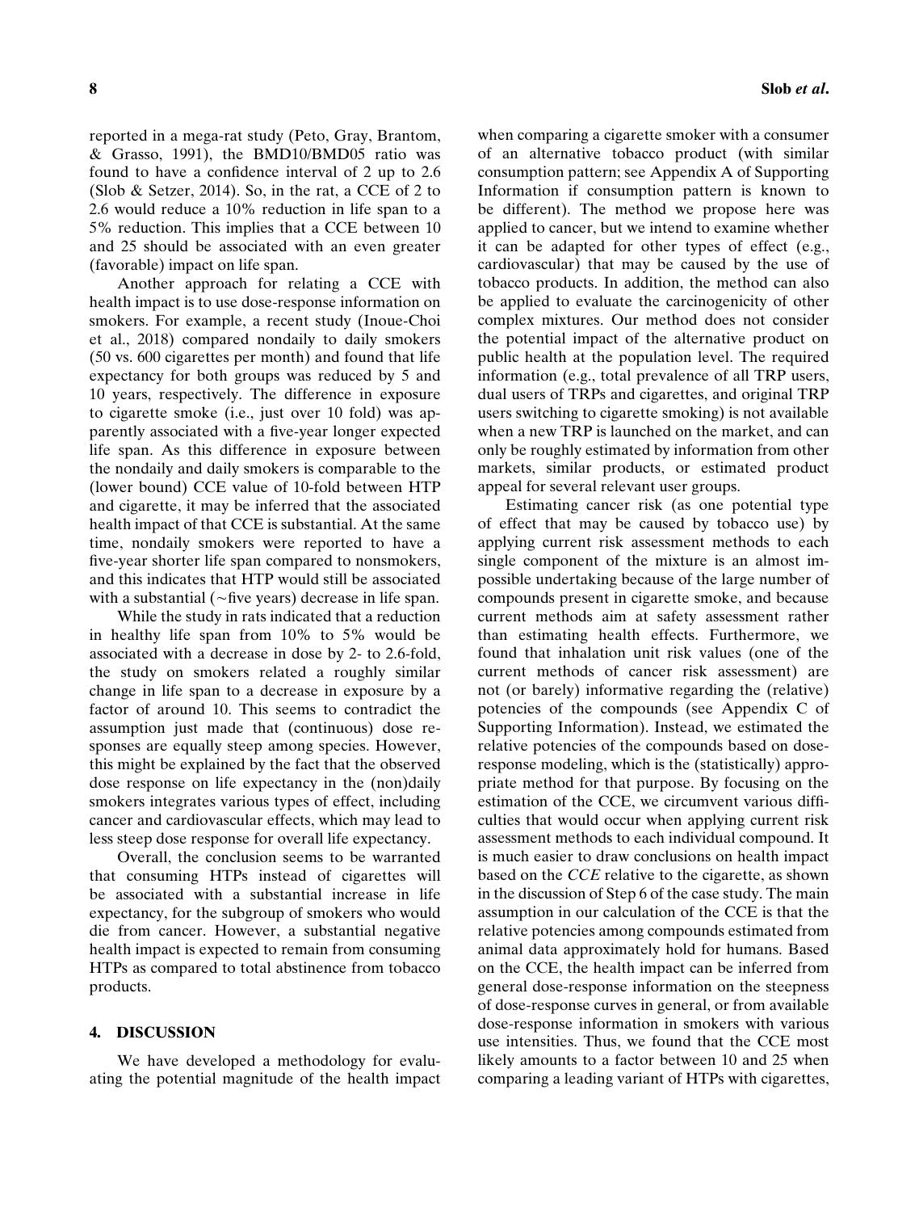reported in a mega-rat study (Peto, Gray, Brantom, & Grasso, 1991), the BMD10/BMD05 ratio was found to have a confidence interval of 2 up to 2.6 (Slob & Setzer, 2014). So, in the rat, a CCE of 2 to 2.6 would reduce a 10% reduction in life span to a 5% reduction. This implies that a CCE between 10 and 25 should be associated with an even greater (favorable) impact on life span.

Another approach for relating a CCE with health impact is to use dose-response information on smokers. For example, a recent study (Inoue-Choi et al., 2018) compared nondaily to daily smokers (50 vs. 600 cigarettes per month) and found that life expectancy for both groups was reduced by 5 and 10 years, respectively. The difference in exposure to cigarette smoke (i.e., just over 10 fold) was apparently associated with a five-year longer expected life span. As this difference in exposure between the nondaily and daily smokers is comparable to the (lower bound) CCE value of 10-fold between HTP and cigarette, it may be inferred that the associated health impact of that CCE is substantial. At the same time, nondaily smokers were reported to have a five-year shorter life span compared to nonsmokers, and this indicates that HTP would still be associated with a substantial (~five years) decrease in life span.

While the study in rats indicated that a reduction in healthy life span from 10% to 5% would be associated with a decrease in dose by 2- to 2.6-fold, the study on smokers related a roughly similar change in life span to a decrease in exposure by a factor of around 10. This seems to contradict the assumption just made that (continuous) dose responses are equally steep among species. However, this might be explained by the fact that the observed dose response on life expectancy in the (non)daily smokers integrates various types of effect, including cancer and cardiovascular effects, which may lead to less steep dose response for overall life expectancy.

Overall, the conclusion seems to be warranted that consuming HTPs instead of cigarettes will be associated with a substantial increase in life expectancy, for the subgroup of smokers who would die from cancer. However, a substantial negative health impact is expected to remain from consuming HTPs as compared to total abstinence from tobacco products.

## 4. DISCUSSION

We have developed a methodology for evaluating the potential magnitude of the health impact when comparing a cigarette smoker with a consumer of an alternative tobacco product (with similar consumption pattern; see Appendix A of Supporting Information if consumption pattern is known to be different). The method we propose here was applied to cancer, but we intend to examine whether it can be adapted for other types of effect (e.g., cardiovascular) that may be caused by the use of tobacco products. In addition, the method can also be applied to evaluate the carcinogenicity of other complex mixtures. Our method does not consider the potential impact of the alternative product on public health at the population level. The required information (e.g., total prevalence of all TRP users, dual users of TRPs and cigarettes, and original TRP users switching to cigarette smoking) is not available when a new TRP is launched on the market, and can only be roughly estimated by information from other markets, similar products, or estimated product appeal for several relevant user groups.

Estimating cancer risk (as one potential type of effect that may be caused by tobacco use) by applying current risk assessment methods to each single component of the mixture is an almost impossible undertaking because of the large number of compounds present in cigarette smoke, and because current methods aim at safety assessment rather than estimating health effects. Furthermore, we found that inhalation unit risk values (one of the current methods of cancer risk assessment) are not (or barely) informative regarding the (relative) potencies of the compounds (see Appendix C of Supporting Information). Instead, we estimated the relative potencies of the compounds based on dose-response modeling, which is the (statistically) appropriate method for that purpose. By focusing on the estimation of the CCE, we circumvent various difficulties that would occur when applying current risk assessment methods to each individual compound. It is much easier to draw conclusions on health impact based on the *CCE* relative to the cigarette, as shown in the discussion of Step 6 of the case study. The main assumption in our calculation of the CCE is that the relative potencies among compounds estimated from animal data approximately hold for humans. Based on the CCE, the health impact can be inferred from general dose-response information on the steepness of dose-response curves in general, or from available dose-response information in smokers with various use intensities. Thus, we found that the CCE most likely amounts to a factor between 10 and 25 when comparing a leading variant of HTPs with cigarettes,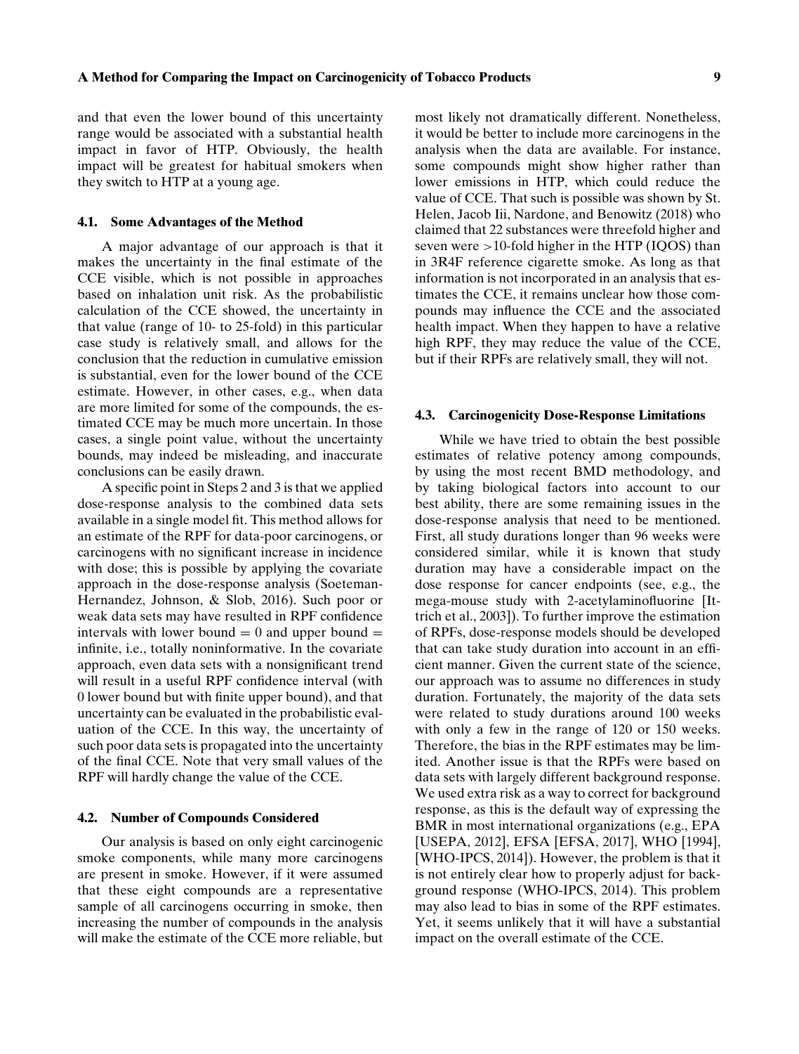and that even the lower bound of this uncertainty range would be associated with a substantial health impact in favor of HTP. Obviously, the health impact will be greatest for habitual smokers when they switch to HTP at a young age.

### 4.1. Some Advantages of the Method

A major advantage of our approach is that it makes the uncertainty in the final estimate of the CCE visible, which is not possible in approaches based on inhalation unit risk. As the probabilistic calculation of the CCE showed, the uncertainty in that value (range of 10- to 25-fold) in this particular case study is relatively small, and allows for the conclusion that the reduction in cumulative emission is substantial, even for the lower bound of the CCE estimate. However, in other cases, e.g., when data are more limited for some of the compounds, the estimated CCE may be much more uncertain. In those cases, a single point value, without the uncertainty bounds, may indeed be misleading, and inaccurate conclusions can be easily drawn.

A specific point in Steps 2 and 3 is that we applied dose-response analysis to the combined data sets available in a single model fit. This method allows for an estimate of the RPF for data-poor carcinogens, or carcinogens with no significant increase in incidence with dose; this is possible by applying the covariate approach in the dose-response analysis (Soeteman-Hernandez, Johnson, & Slob, 2016). Such poor or weak data sets may have resulted in RPF confidence intervals with lower bound = 0 and upper bound = infinite, i.e., totally noninformative. In the covariate approach, even data sets with a nonsignificant trend will result in a useful RPF confidence interval (with 0 lower bound but with finite upper bound), and that uncertainty can be evaluated in the probabilistic evaluation of the CCE. In this way, the uncertainty of such poor data sets is propagated into the uncertainty of the final CCE. Note that very small values of the RPF will hardly change the value of the CCE.

### 4.2. Number of Compounds Considered

Our analysis is based on only eight carcinogenic smoke components, while many more carcinogens are present in smoke. However, if it were assumed that these eight compounds are a representative sample of all carcinogens occurring in smoke, then increasing the number of compounds in the analysis will make the estimate of the CCE more reliable, but most likely not dramatically different. Nonetheless, it would be better to include more carcinogens in the analysis when the data are available. For instance, some compounds might show higher rather than lower emissions in HTP, which could reduce the value of CCE. That such is possible was shown by St. Helen, Jacob Iii, Nardone, and Benowitz (2018) who claimed that 22 substances were threefold higher and seven were >10-fold higher in the HTP (IQOS) than in 3R4F reference cigarette smoke. As long as that information is not incorporated in an analysis that estimates the CCE, it remains unclear how those compounds may influence the CCE and the associated health impact. When they happen to have a relative high RPF, they may reduce the value of the CCE, but if their RPFs are relatively small, they will not.

### 4.3. Carcinogenicity Dose-Response Limitations

While we have tried to obtain the best possible estimates of relative potency among compounds, by using the most recent BMD methodology, and by taking biological factors into account to our best ability, there are some remaining issues in the dose-response analysis that need to be mentioned. First, all study durations longer than 96 weeks were considered similar, while it is known that study duration may have a considerable impact on the dose response for cancer endpoints (see, e.g., the mega-mouse study with 2-acetylaminofluorine [Ittrich et al., 2003]). To further improve the estimation of RPFs, dose-response models should be developed that can take study duration into account in an efficient manner. Given the current state of the science, our approach was to assume no differences in study duration. Fortunately, the majority of the data sets were related to study durations around 100 weeks with only a few in the range of 120 or 150 weeks. Therefore, the bias in the RPF estimates may be limited. Another issue is that the RPFs were based on data sets with largely different background response. We used extra risk as a way to correct for background response, as this is the default way of expressing the BMR in most international organizations (e.g., EPA [USEPA, 2012], EFSA [EFSA, 2017], WHO [1994], [WHO-IPCS, 2014]). However, the problem is that it is not entirely clear how to properly adjust for background response (WHO-IPCS, 2014). This problem may also lead to bias in some of the RPF estimates. Yet, it seems unlikely that it will have a substantial impact on the overall estimate of the CCE.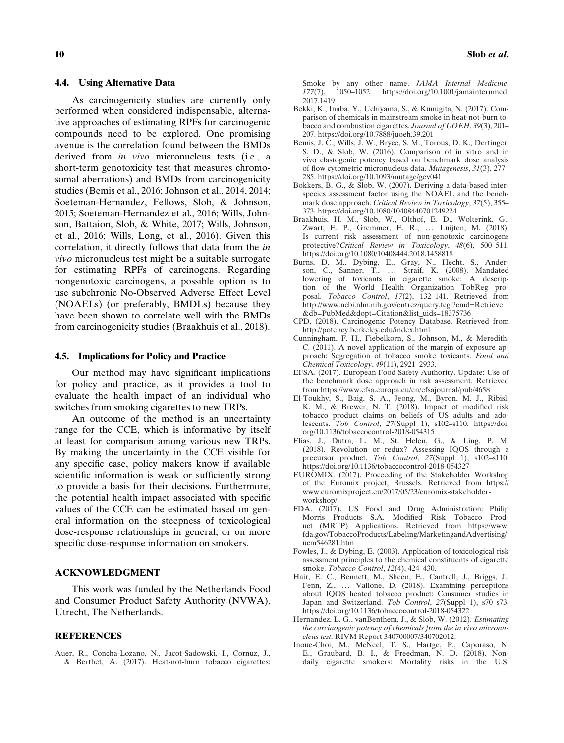### 4.4. Using Alternative Data

As carcinogenicity studies are currently only performed when considered indispensable, alternative approaches of estimating RPFs for carcinogenic compounds need to be explored. One promising avenue is the correlation found between the BMDs derived from *in vivo* micronucleus tests (i.e., a short-term genotoxicity test that measures chromosomal aberrations) and BMDs from carcinogenicity studies (Bemis et al., 2016; Johnson et al., 2014, 2014; Soeteman-Hernandez, Fellows, Slob, & Johnson, 2015; Soeteman-Hernandez et al., 2016; Wills, Johnson, Battaion, Slob, & White, 2017; Wills, Johnson, et al., 2016; Wills, Long, et al., 2016). Given this correlation, it directly follows that data from the *in vivo* micronucleus test might be a suitable surrogate for estimating RPFs of carcinogens. Regarding nongenotoxic carcinogens, a possible option is to use subchronic No-Observed Adverse Effect Level (NOAELs) (or preferably, BMDLs) because they have been shown to correlate well with the BMDs from carcinogenicity studies (Braakhuis et al., 2018).

### 4.5. Implications for Policy and Practice

Our method may have significant implications for policy and practice, as it provides a tool to evaluate the health impact of an individual who switches from smoking cigarettes to new TRPs.

An outcome of the method is an uncertainty range for the CCE, which is informative by itself at least for comparison among various new TRPs. By making the uncertainty in the CCE visible for any specific case, policy makers know if available scientific information is weak or sufficiently strong to provide a basis for their decisions. Furthermore, the potential health impact associated with specific values of the CCE can be estimated based on general information on the steepness of toxicological dose-response relationships in general, or on more specific dose-response information on smokers.

## ACKNOWLEDGMENT

This work was funded by the Netherlands Food and Consumer Product Safety Authority (NVWA), Utrecht, The Netherlands.

## REFERENCES

Auer, R., Concha-Lozano, N., Jacot-Sadowski, I., Cornuz, J., & Berthet, A. (2017). Heat-not-burn tobacco cigarettes: Smoke by any other name. *JAMA Internal Medicine*, *177*(7), 1050–1052. https://doi.org/10.1001/jamainternmed.2017.1419

Bekki, K., Inaba, Y., Uchiyama, S., & Kunugita, N. (2017). Comparison of chemicals in mainstream smoke in heat-not-burn tobacco and combustion cigarettes. *Journal of UOEH*, *39*(3), 201–207. https://doi.org/10.7888/juoeh.39.201

Bemis, J. C., Wills, J. W., Bryce, S. M., Torous, D. K., Dertinger, S. D., & Slob, W. (2016). Comparison of in vitro and in vivo clastogenic potency based on benchmark dose analysis of flow cytometric micronucleus data. *Mutagenesis*, *31*(3), 277–285. https://doi.org/10.1093/mutage/gev041

Bokkers, B. G., & Slob, W. (2007). Deriving a data-based interspecies assessment factor using the NOAEL and the benchmark dose approach. *Critical Review in Toxicology*, *37*(5), 355–373. https://doi.org/10.1080/10408440701249224

Braakhuis, H. M., Slob, W., Olthof, E. D., Wolterink, G., Zwart, E. P., Gremmer, E. R., … Luijten, M. (2018). Is current risk assessment of non-genotoxic carcinogens protective?*Critical Review in Toxicology*, *48*(6), 500–511. https://doi.org/10.1080/10408444.2018.1458818

Burns, D. M., Dybing, E., Gray, N., Hecht, S., Anderson, C., Sanner, T., … Straif, K. (2008). Mandated lowering of toxicants in cigarette smoke: A description of the World Health Organization TobReg proposal. *Tobacco Control*, *17*(2), 132–141. Retrieved from http://www.ncbi.nlm.nih.gov/entrez/query.fcgi?cmd=Retrieve&db=PubMed&dopt=Citation&list_uids=18375736

CPD. (2018). Carcinogenic Potency Database. Retrieved from http://potency.berkeley.edu/index.html

Cunningham, F. H., Fiebelkorn, S., Johnson, M., & Meredith, C. (2011). A novel application of the margin of exposure approach: Segregation of tobacco smoke toxicants. *Food and Chemical Toxicology*, *49*(11), 2921–2933.

EFSA. (2017). European Food Safety Authority. Update: Use of the benchmark dose approach in risk assessment. Retrieved from https://www.efsa.europa.eu/en/efsajournal/pub/4658

El-Toukhy, S., Baig, S. A., Jeong, M., Byron, M. J., Ribisl, K. M., & Brewer, N. T. (2018). Impact of modified risk tobacco product claims on beliefs of US adults and adolescents. *Tob Control*, *27*(Suppl 1), s102–s110. https://doi.org/10.1136/tobaccocontrol-2018-054315

Elias, J., Dutra, L. M., St. Helen, G., & Ling, P. M. (2018). Revolution or redux? Assessing IQOS through a precursor product. *Tob Control*, *27*(Suppl 1), s102–s110. https://doi.org/10.1136/tobaccocontrol-2018-054327

EUROMIX. (2017). Proceeding of the Stakeholder Workshop of the Euromix project, Brussels. Retrieved from https://www.euromixproject.eu/2017/05/23/euromix-stakeholder-workshop/

FDA. (2017). US Food and Drug Administration: Philip Morris Products S.A. Modified Risk Tobacco Product (MRTP) Applications. Retrieved from https://www.fda.gov/TobaccoProducts/Labeling/MarketingandAdvertising/ucm546281.htm

Fowles, J., & Dybing, E. (2003). Application of toxicological risk assessment principles to the chemical constituents of cigarette smoke. *Tobacco Control*, *12*(4), 424–430.

Hair, E. C., Bennett, M., Sheen, E., Cantrell, J., Briggs, J., Fenn, Z., … Vallone, D. (2018). Examining perceptions about IQOS heated tobacco product: Consumer studies in Japan and Switzerland. *Tob Control*, *27*(Suppl 1), s70–s73. https://doi.org/10.1136/tobaccocontrol-2018-054322

Hernandez, L. G., vanBenthem, J., & Slob, W. (2012). *Estimating the carcinogenic potency of chemicals from the in vivo micronucleus test*. RIVM Report 340700007/340702012.

Inoue-Choi, M., McNeel, T. S., Hartge, P., Caporaso, N. E., Graubard, B. I., & Freedman, N. D. (2018). Non-daily cigarette smokers: Mortality risks in the U.S.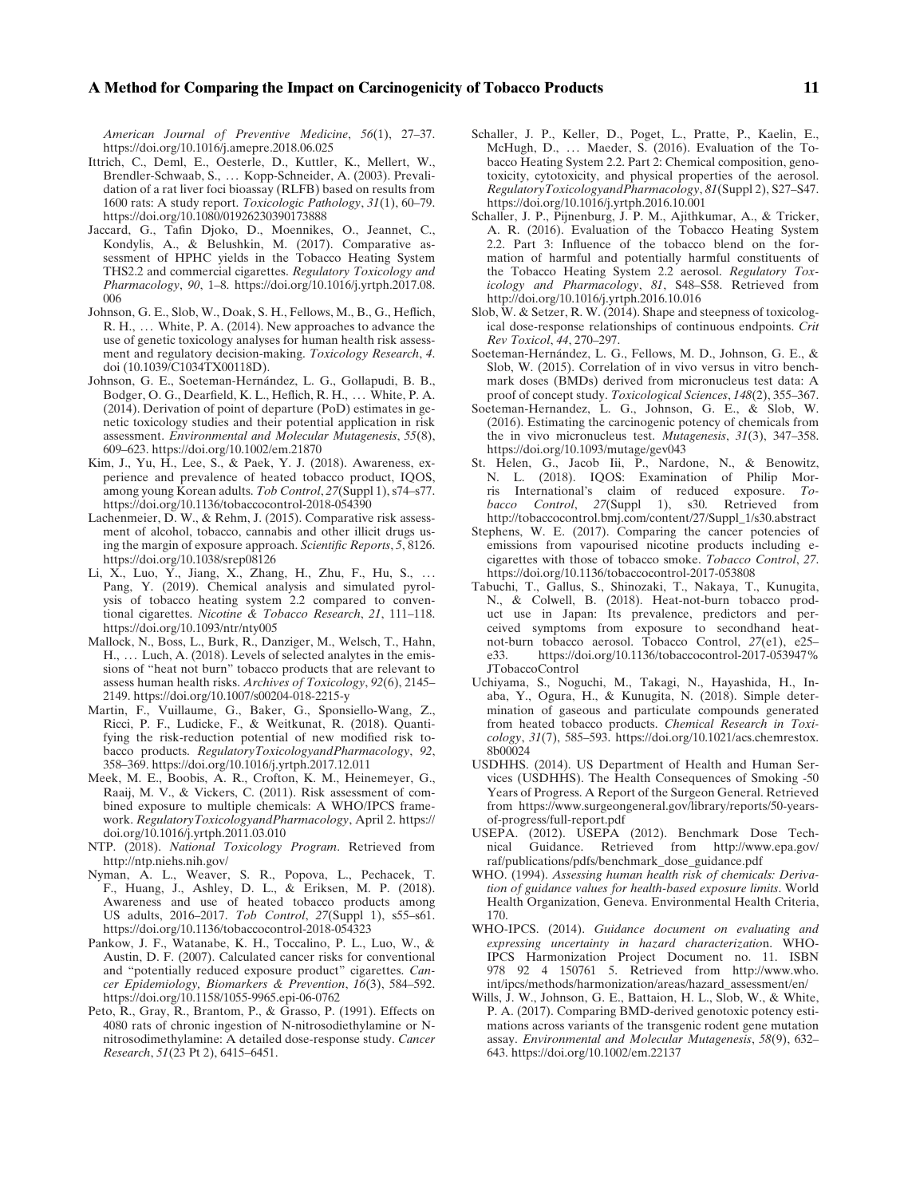*American Journal of Preventive Medicine*, *56*(1), 27–37. https://doi.org/10.1016/j.amepre.2018.06.025

Ittrich, C., Deml, E., Oesterle, D., Kuttler, K., Mellert, W., Brendler-Schwaab, S., … Kopp-Schneider, A. (2003). Prevalidation of a rat liver foci bioassay (RLFB) based on results from 1600 rats: A study report. *Toxicologic Pathology*, *31*(1), 60–79. https://doi.org/10.1080/01926230390173888

Jaccard, G., Tafin Djoko, D., Moennikes, O., Jeannet, C., Kondylis, A., & Belushkin, M. (2017). Comparative assessment of HPHC yields in the Tobacco Heating System THS2.2 and commercial cigarettes. *Regulatory Toxicology and Pharmacology*, *90*, 1–8. https://doi.org/10.1016/j.yrtph.2017.08.006

Johnson, G. E., Slob, W., Doak, S. H., Fellows, M., B., G., Heflich, R. H., … White, P. A. (2014). New approaches to advance the use of genetic toxicology analyses for human health risk assessment and regulatory decision-making. *Toxicology Research*, *4*. doi (10.1039/C1034TX00118D).

Johnson, G. E., Soeteman-Hernández, L. G., Gollapudi, B. B., Bodger, O. G., Dearfield, K. L., Heflich, R. H., … White, P. A. (2014). Derivation of point of departure (PoD) estimates in genetic toxicology studies and their potential application in risk assessment. *Environmental and Molecular Mutagenesis*, *55*(8), 609–623. https://doi.org/10.1002/em.21870

Kim, J., Yu, H., Lee, S., & Paek, Y. J. (2018). Awareness, experience and prevalence of heated tobacco product, IQOS, among young Korean adults. *Tob Control*, *27*(Suppl 1), s74–s77. https://doi.org/10.1136/tobaccocontrol-2018-054390

Lachenmeier, D. W., & Rehm, J. (2015). Comparative risk assessment of alcohol, tobacco, cannabis and other illicit drugs using the margin of exposure approach. *Scientific Reports*, *5*, 8126. https://doi.org/10.1038/srep08126

Li, X., Luo, Y., Jiang, X., Zhang, H., Zhu, F., Hu, S., … Pang, Y. (2019). Chemical analysis and simulated pyrolysis of tobacco heating system 2.2 compared to conventional cigarettes. *Nicotine & Tobacco Research*, *21*, 111–118. https://doi.org/10.1093/ntr/nty005

Mallock, N., Boss, L., Burk, R., Danziger, M., Welsch, T., Hahn, H., … Luch, A. (2018). Levels of selected analytes in the emissions of "heat not burn" tobacco products that are relevant to assess human health risks. *Archives of Toxicology*, *92*(6), 2145–2149. https://doi.org/10.1007/s00204-018-2215-y

Martin, F., Vuillaume, G., Baker, G., Sponsiello-Wang, Z., Ricci, P. F., Ludicke, F., & Weitkunat, R. (2018). Quantifying the risk-reduction potential of new modified risk tobacco products. *RegulatoryToxicologyandPharmacology*, *92*, 358–369. https://doi.org/10.1016/j.yrtph.2017.12.011

Meek, M. E., Boobis, A. R., Crofton, K. M., Heinemeyer, G., Raaij, M. V., & Vickers, C. (2011). Risk assessment of combined exposure to multiple chemicals: A WHO/IPCS framework. *RegulatoryToxicologyandPharmacology*, April 2. https://doi.org/10.1016/j.yrtph.2011.03.010

NTP. (2018). *National Toxicology Program*. Retrieved from http://ntp.niehs.nih.gov/

Nyman, A. L., Weaver, S. R., Popova, L., Pechacek, T. F., Huang, J., Ashley, D. L., & Eriksen, M. P. (2018). Awareness and use of heated tobacco products among US adults, 2016–2017. *Tob Control*, *27*(Suppl 1), s55–s61. https://doi.org/10.1136/tobaccocontrol-2018-054323

Pankow, J. F., Watanabe, K. H., Toccalino, P. L., Luo, W., & Austin, D. F. (2007). Calculated cancer risks for conventional and "potentially reduced exposure product" cigarettes. *Cancer Epidemiology, Biomarkers & Prevention*, *16*(3), 584–592. https://doi.org/10.1158/1055-9965.epi-06-0762

Peto, R., Gray, R., Brantom, P., & Grasso, P. (1991). Effects on 4080 rats of chronic ingestion of N-nitrosodiethylamine or N-nitrosodimethylamine: A detailed dose-response study. *Cancer Research*, *51*(23 Pt 2), 6415–6451.

Schaller, J. P., Keller, D., Poget, L., Pratte, P., Kaelin, E., McHugh, D., … Maeder, S. (2016). Evaluation of the Tobacco Heating System 2.2. Part 2: Chemical composition, genotoxicity, cytotoxicity, and physical properties of the aerosol. *RegulatoryToxicologyandPharmacology*, *81*(Suppl 2), S27–S47. https://doi.org/10.1016/j.yrtph.2016.10.001

Schaller, J. P., Pijnenburg, J. P. M., Ajithkumar, A., & Tricker, A. R. (2016). Evaluation of the Tobacco Heating System 2.2. Part 3: Influence of the tobacco blend on the formation of harmful and potentially harmful constituents of the Tobacco Heating System 2.2 aerosol. *Regulatory Toxicology and Pharmacology*, *81*, S48–S58. Retrieved from http://doi.org/10.1016/j.yrtph.2016.10.016

Slob, W. & Setzer, R. W. (2014). Shape and steepness of toxicological dose-response relationships of continuous endpoints. *Crit Rev Toxicol*, *44*, 270–297.

Soeteman-Hernández, L. G., Fellows, M. D., Johnson, G. E., & Slob, W. (2015). Correlation of in vivo versus in vitro benchmark doses (BMDs) derived from micronucleus test data: A proof of concept study. *Toxicological Sciences*, *148*(2), 355–367.

Soeteman-Hernandez, L. G., Johnson, G. E., & Slob, W. (2016). Estimating the carcinogenic potency of chemicals from the in vivo micronucleus test. *Mutagenesis*, *31*(3), 347–358. https://doi.org/10.1093/mutage/gev043

St. Helen, G., Jacob Iii, P., Nardone, N., & Benowitz, N. L. (2018). IQOS: Examination of Philip Morris International's claim of reduced exposure. *Tobacco Control*, *27*(Suppl 1), s30. Retrieved from http://tobaccocontrol.bmj.com/content/27/Suppl_1/s30.abstract

Stephens, W. E. (2017). Comparing the cancer potencies of emissions from vapourised nicotine products including e-cigarettes with those of tobacco smoke. *Tobacco Control*, *27*. https://doi.org/10.1136/tobaccocontrol-2017-053808

Tabuchi, T., Gallus, S., Shinozaki, T., Nakaya, T., Kunugita, N., & Colwell, B. (2018). Heat-not-burn tobacco product use in Japan: Its prevalence, predictors and perceived symptoms from exposure to secondhand heat-not-burn tobacco aerosol. Tobacco Control, *27*(e1), e25–e33. https://doi.org/10.1136/tobaccocontrol-2017-053947%JTobaccoControl

Uchiyama, S., Noguchi, M., Takagi, N., Hayashida, H., Inaba, Y., Ogura, H., & Kunugita, N. (2018). Simple determination of gaseous and particulate compounds generated from heated tobacco products. *Chemical Research in Toxicology*, *31*(7), 585–593. https://doi.org/10.1021/acs.chemrestox.8b00024

USDHHS. (2014). US Department of Health and Human Services (USDHHS). The Health Consequences of Smoking -50 Years of Progress. A Report of the Surgeon General. Retrieved from https://www.surgeongeneral.gov/library/reports/50-years-of-progress/full-report.pdf

USEPA. (2012). USEPA (2012). Benchmark Dose Technical Guidance. Retrieved from http://www.epa.gov/raf/publications/pdfs/benchmark_dose_guidance.pdf

WHO. (1994). *Assessing human health risk of chemicals: Derivation of guidance values for health-based exposure limits*. World Health Organization, Geneva. Environmental Health Criteria, 170.

WHO-IPCS. (2014). *Guidance document on evaluating and expressing uncertainty in hazard characterization*. WHO-IPCS Harmonization Project Document no. 11. ISBN 978 92 4 150761 5. Retrieved from http://www.who.int/ipcs/methods/harmonization/areas/hazard_assessment/en/

Wills, J. W., Johnson, G. E., Battaion, H. L., Slob, W., & White, P. A. (2017). Comparing BMD-derived genotoxic potency estimations across variants of the transgenic rodent gene mutation assay. *Environmental and Molecular Mutagenesis*, *58*(9), 632–643. https://doi.org/10.1002/em.22137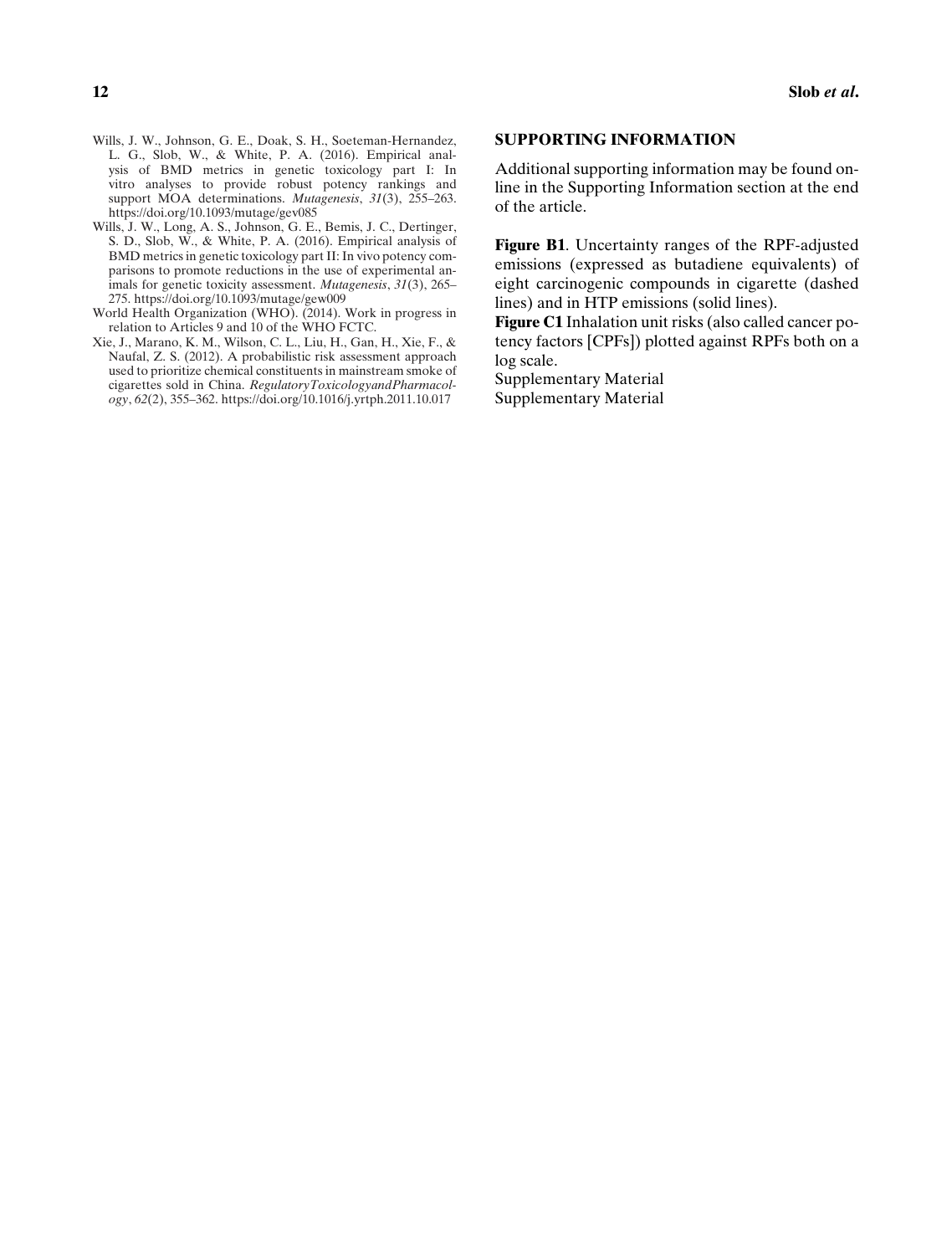- Wills, J. W., Johnson, G. E., Doak, S. H., Soeteman-Hernandez, L. G., Slob, W., & White, P. A. (2016). Empirical analysis of BMD metrics in genetic toxicology part I: In vitro analyses to provide robust potency rankings and support MOA determinations. *Mutagenesis*, *31*(3), 255–263. https://doi.org/10.1093/mutage/gev085
- Wills, J. W., Long, A. S., Johnson, G. E., Bemis, J. C., Dertinger, S. D., Slob, W., & White, P. A. (2016). Empirical analysis of BMD metrics in genetic toxicology part II: In vivo potency comparisons to promote reductions in the use of experimental animals for genetic toxicity assessment. *Mutagenesis*, *31*(3), 265–275. https://doi.org/10.1093/mutage/gew009
- World Health Organization (WHO). (2014). Work in progress in relation to Articles 9 and 10 of the WHO FCTC.
- Xie, J., Marano, K. M., Wilson, C. L., Liu, H., Gan, H., Xie, F., & Naufal, Z. S. (2012). A probabilistic risk assessment approach used to prioritize chemical constituents in mainstream smoke of cigarettes sold in China. *RegulatoryToxicologyandPharmacology*, *62*(2), 355–362. https://doi.org/10.1016/j.yrtph.2011.10.017

## SUPPORTING INFORMATION

Additional supporting information may be found online in the Supporting Information section at the end of the article.

**Figure B1**. Uncertainty ranges of the RPF-adjusted emissions (expressed as butadiene equivalents) of eight carcinogenic compounds in cigarette (dashed lines) and in HTP emissions (solid lines).

**Figure C1** Inhalation unit risks (also called cancer potency factors [CPFs]) plotted against RPFs both on a log scale.

Supplementary Material

Supplementary Material